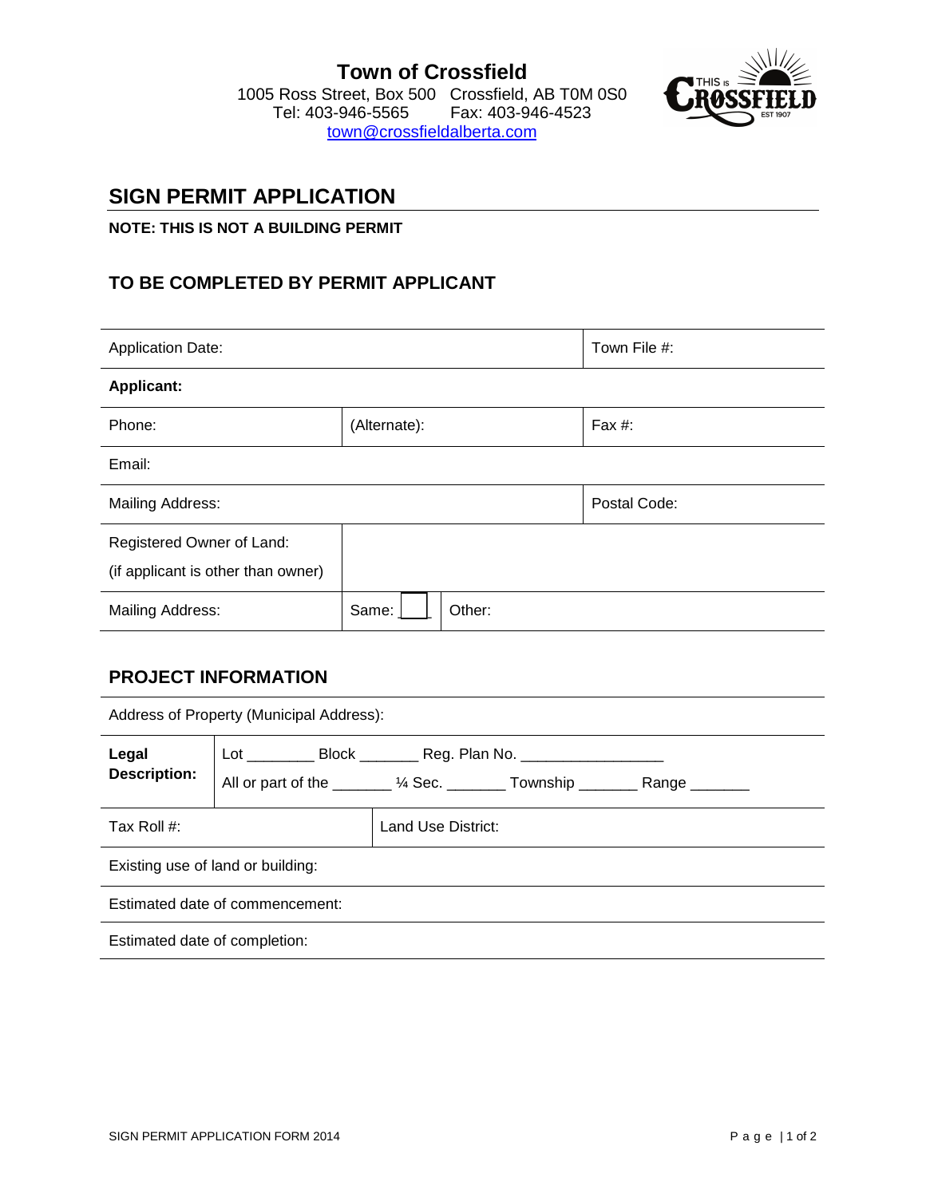# Town of Crossfield

1005 Ross Street, Box 500 Crossfield, AB T0M 0S0
Tel: 403-946-5565 Fax: 403-946-4523
town@crossfieldalberta.com

## SIGN PERMIT APPLICATION

**NOTE: THIS IS NOT A BUILDING PERMIT**

### TO BE COMPLETED BY PERMIT APPLICANT

| Application Date: | | Town File #: |
|---|---|---|
| **Applicant:** | | |
| Phone: | (Alternate): | Fax #: |
| Email: | | |
| Mailing Address: | | Postal Code: |
| Registered Owner of Land: (if applicant is other than owner) | | |
| Mailing Address: | Same: ☐ | Other: |

### PROJECT INFORMATION

| Address of Property (Municipal Address): | |
|---|---|
| **Legal Description:** | Lot ________ Block _______ Reg. Plan No. _________________ All or part of the _______ ¼ Sec. _______ Township _______ Range _______ |
| Tax Roll #: | Land Use District: |
| Existing use of land or building: | |
| Estimated date of commencement: | |
| Estimated date of completion: | |

SIGN PERMIT APPLICATION FORM 2014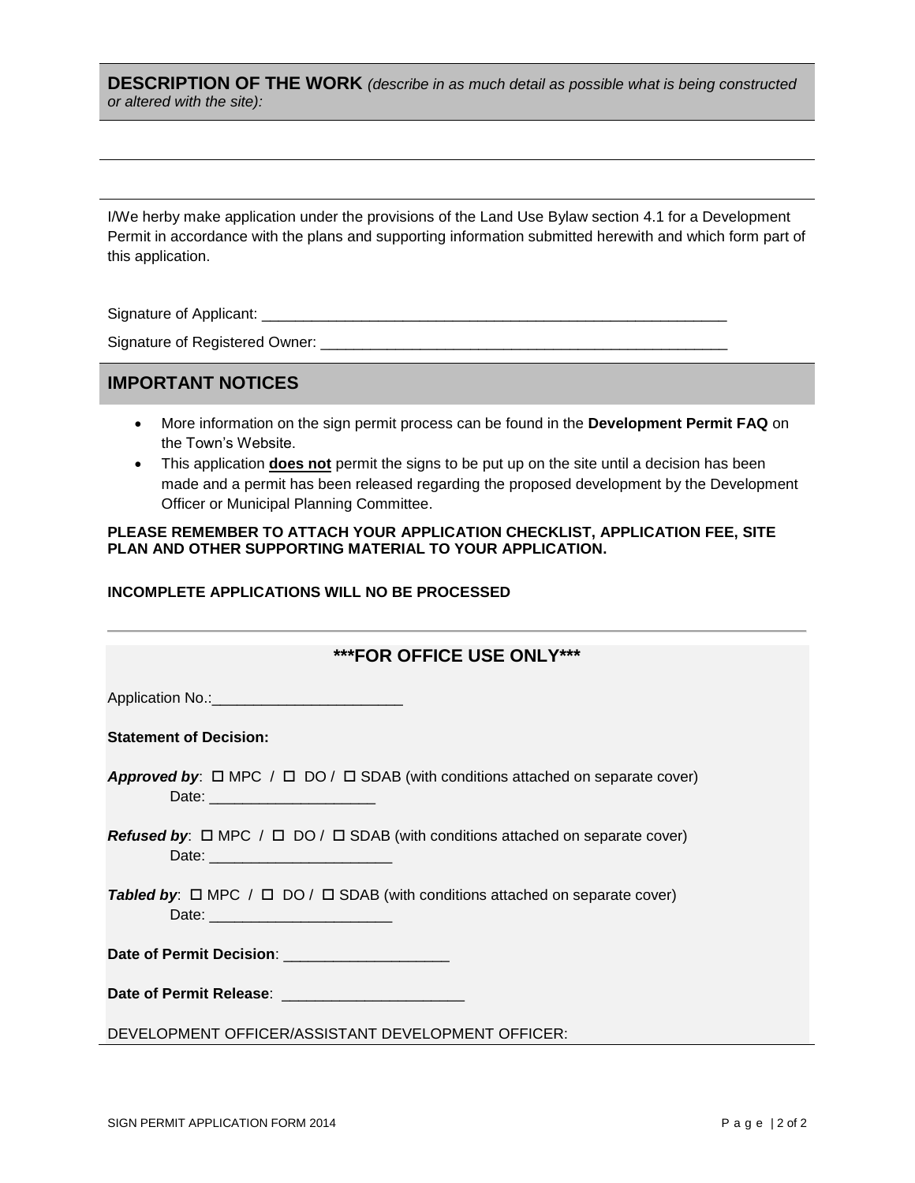## DESCRIPTION OF THE WORK *(describe in as much detail as possible what is being constructed or altered with the site):*

I/We herby make application under the provisions of the Land Use Bylaw section 4.1 for a Development Permit in accordance with the plans and supporting information submitted herewith and which form part of this application.

Signature of Applicant: ___________________________________________________________

Signature of Registered Owner: ___________________________________________________

## IMPORTANT NOTICES

- More information on the sign permit process can be found in the **Development Permit FAQ** on the Town's Website.
- This application **does not** permit the signs to be put up on the site until a decision has been made and a permit has been released regarding the proposed development by the Development Officer or Municipal Planning Committee.

**PLEASE REMEMBER TO ATTACH YOUR APPLICATION CHECKLIST, APPLICATION FEE, SITE PLAN AND OTHER SUPPORTING MATERIAL TO YOUR APPLICATION.**

**INCOMPLETE APPLICATIONS WILL NO BE PROCESSED**

---

**\*\*\*FOR OFFICE USE ONLY\*\*\***

Application No.:_______________________

**Statement of Decision:**

***Approved by***: ☐ MPC / ☐ DO / ☐ SDAB (with conditions attached on separate cover)
Date: ____________________

***Refused by***: ☐ MPC / ☐ DO / ☐ SDAB (with conditions attached on separate cover)
Date: ______________________

***Tabled by***: ☐ MPC / ☐ DO / ☐ SDAB (with conditions attached on separate cover)
Date: ______________________

**Date of Permit Decision**: ____________________

**Date of Permit Release**: ______________________

DEVELOPMENT OFFICER/ASSISTANT DEVELOPMENT OFFICER: